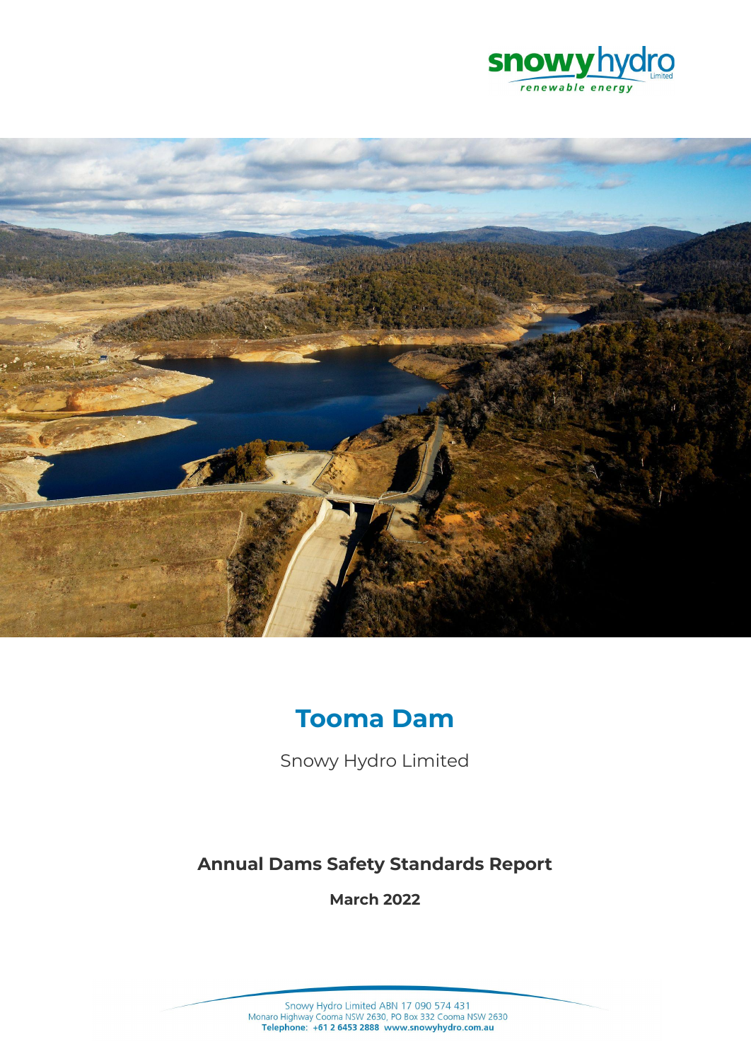snowy hydro Limited
renewable energy

# Tooma Dam

Snowy Hydro Limited

## Annual Dams Safety Standards Report

**March 2022**

Snowy Hydro Limited ABN 17 090 574 431
Monaro Highway Cooma NSW 2630, PO Box 332 Cooma NSW 2630
**Telephone: +61 2 6453 2888 www.snowyhydro.com.au**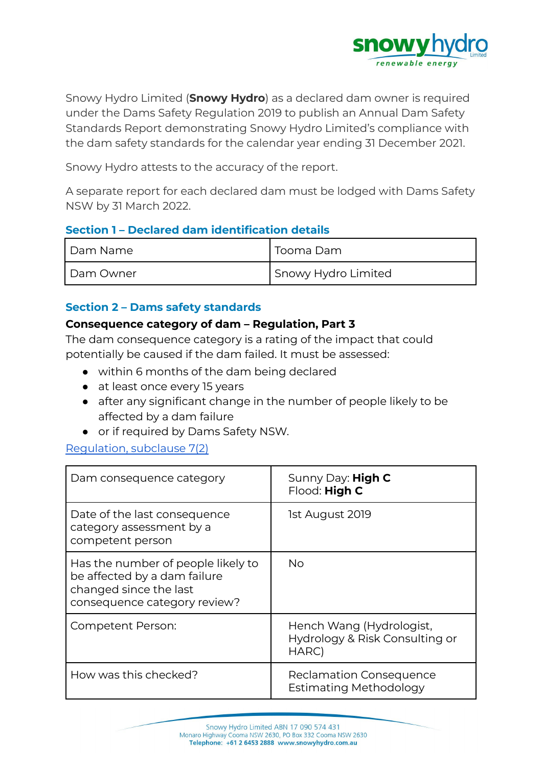Snowy Hydro Limited (**Snowy Hydro**) as a declared dam owner is required under the Dams Safety Regulation 2019 to publish an Annual Dam Safety Standards Report demonstrating Snowy Hydro Limited's compliance with the dam safety standards for the calendar year ending 31 December 2021.

Snowy Hydro attests to the accuracy of the report.

A separate report for each declared dam must be lodged with Dams Safety NSW by 31 March 2022.

## Section 1 – Declared dam identification details

| Dam Name | Tooma Dam |
|---|---|
| Dam Owner | Snowy Hydro Limited |

## Section 2 – Dams safety standards

**Consequence category of dam – Regulation, Part 3**

The dam consequence category is a rating of the impact that could potentially be caused if the dam failed. It must be assessed:

- within 6 months of the dam being declared
- at least once every 15 years
- after any significant change in the number of people likely to be affected by a dam failure
- or if required by Dams Safety NSW.

Regulation, subclause 7(2)

| Dam consequence category | Sunny Day: **High C**<br>Flood: **High C** |
|---|---|
| Date of the last consequence category assessment by a competent person | 1st August 2019 |
| Has the number of people likely to be affected by a dam failure changed since the last consequence category review? | No |
| Competent Person: | Hench Wang (Hydrologist, Hydrology & Risk Consulting or HARC) |
| How was this checked? | Reclamation Consequence Estimating Methodology |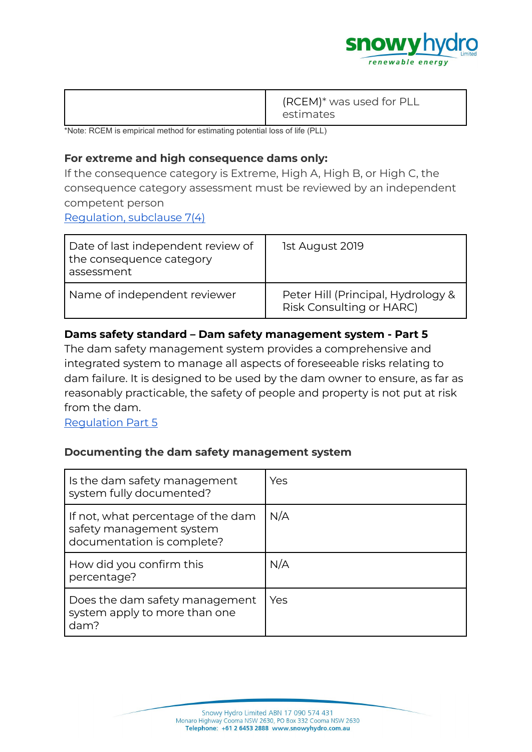| | |
|---|---|
| | (RCEM)* was used for PLL estimates |

*Note: RCEM is empirical method for estimating potential loss of life (PLL)

**For extreme and high consequence dams only:**

If the consequence category is Extreme, High A, High B, or High C, the consequence category assessment must be reviewed by an independent competent person

Regulation, subclause 7(4)

| | |
|---|---|
| Date of last independent review of the consequence category assessment | 1st August 2019 |
| Name of independent reviewer | Peter Hill (Principal, Hydrology & Risk Consulting or HARC) |

**Dams safety standard – Dam safety management system - Part 5**

The dam safety management system provides a comprehensive and integrated system to manage all aspects of foreseeable risks relating to dam failure. It is designed to be used by the dam owner to ensure, as far as reasonably practicable, the safety of people and property is not put at risk from the dam.

Regulation Part 5

### Documenting the dam safety management system

| | |
|---|---|
| Is the dam safety management system fully documented? | Yes |
| If not, what percentage of the dam safety management system documentation is complete? | N/A |
| How did you confirm this percentage? | N/A |
| Does the dam safety management system apply to more than one dam? | Yes |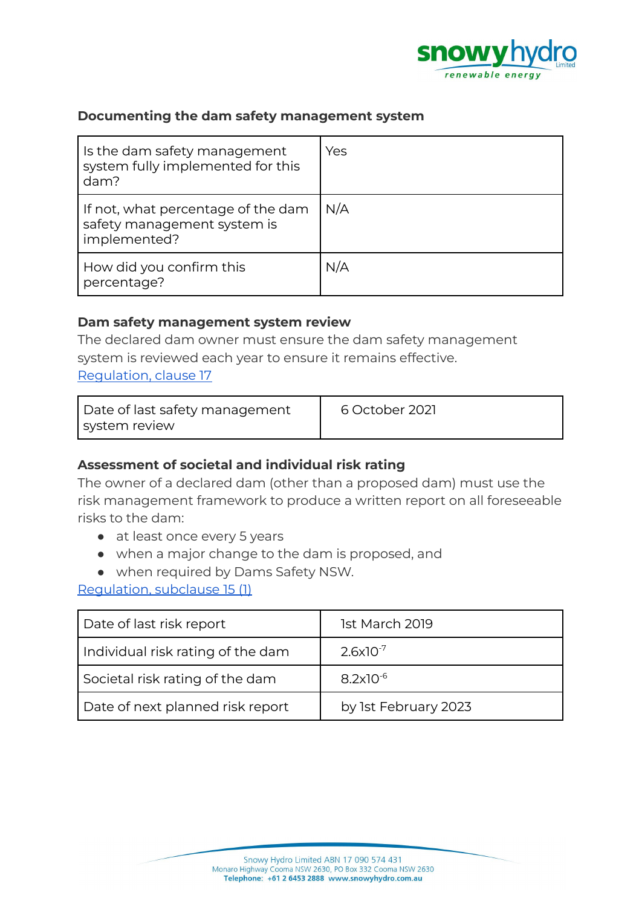### Documenting the dam safety management system

| Is the dam safety management system fully implemented for this dam? | Yes |
|---|---|
| If not, what percentage of the dam safety management system is implemented? | N/A |
| How did you confirm this percentage? | N/A |

### Dam safety management system review

The declared dam owner must ensure the dam safety management system is reviewed each year to ensure it remains effective.
[Regulation, clause 17](#)

| Date of last safety management system review | 6 October 2021 |
|---|---|

### Assessment of societal and individual risk rating

The owner of a declared dam (other than a proposed dam) must use the risk management framework to produce a written report on all foreseeable risks to the dam:

- at least once every 5 years
- when a major change to the dam is proposed, and
- when required by Dams Safety NSW.

[Regulation, subclause 15 (1)](#)

| Date of last risk report | 1st March 2019 |
|---|---|
| Individual risk rating of the dam | $2.6 \times 10^{-7}$ |
| Societal risk rating of the dam | $8.2 \times 10^{-6}$ |
| Date of next planned risk report | by 1st February 2023 |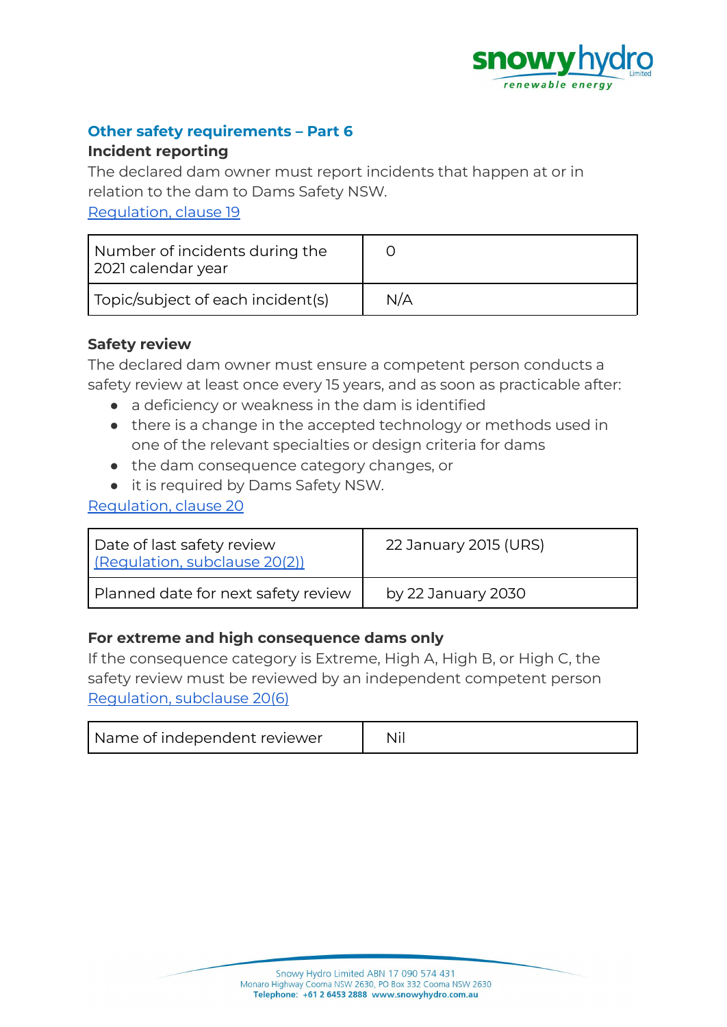## Other safety requirements – Part 6

### Incident reporting

The declared dam owner must report incidents that happen at or in relation to the dam to Dams Safety NSW.

[Regulation, clause 19](#)

| | |
|---|---|
| Number of incidents during the 2021 calendar year | 0 |
| Topic/subject of each incident(s) | N/A |

### Safety review

The declared dam owner must ensure a competent person conducts a safety review at least once every 15 years, and as soon as practicable after:

- a deficiency or weakness in the dam is identified
- there is a change in the accepted technology or methods used in one of the relevant specialties or design criteria for dams
- the dam consequence category changes, or
- it is required by Dams Safety NSW.

[Regulation, clause 20](#)

| | |
|---|---|
| Date of last safety review [(Regulation, subclause 20(2))](#) | 22 January 2015 (URS) |
| Planned date for next safety review | by 22 January 2030 |

### For extreme and high consequence dams only

If the consequence category is Extreme, High A, High B, or High C, the safety review must be reviewed by an independent competent person

[Regulation, subclause 20(6)](#)

| | |
|---|---|
| Name of independent reviewer | Nil |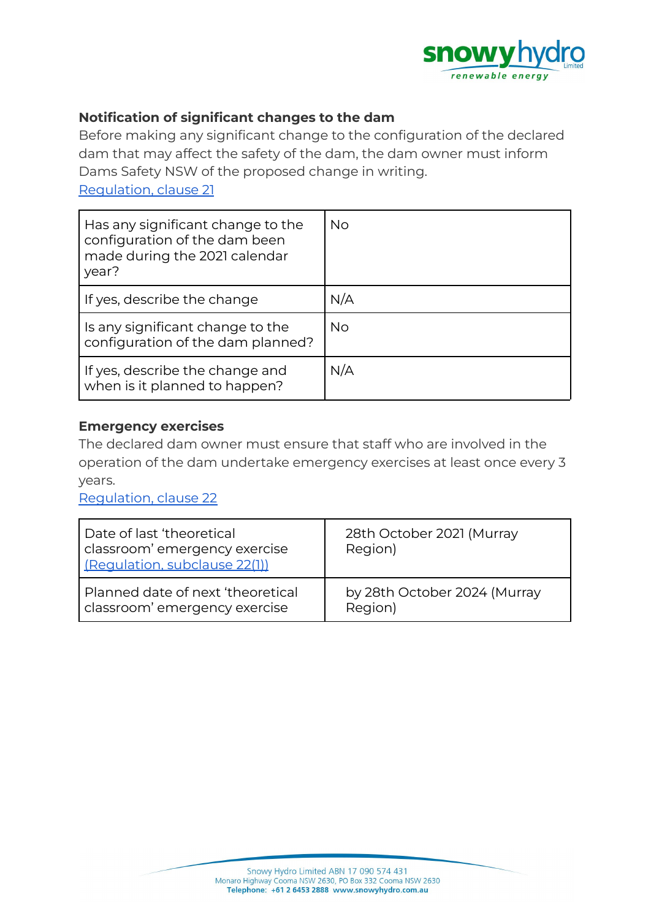## Notification of significant changes to the dam

Before making any significant change to the configuration of the declared dam that may affect the safety of the dam, the dam owner must inform Dams Safety NSW of the proposed change in writing.

Regulation, clause 21

| | |
|---|---|
| Has any significant change to the configuration of the dam been made during the 2021 calendar year? | No |
| If yes, describe the change | N/A |
| Is any significant change to the configuration of the dam planned? | No |
| If yes, describe the change and when is it planned to happen? | N/A |

## Emergency exercises

The declared dam owner must ensure that staff who are involved in the operation of the dam undertake emergency exercises at least once every 3 years.

Regulation, clause 22

| | |
|---|---|
| Date of last 'theoretical classroom' emergency exercise (Regulation, subclause 22(1)) | 28th October 2021 (Murray Region) |
| Planned date of next 'theoretical classroom' emergency exercise | by 28th October 2024 (Murray Region) |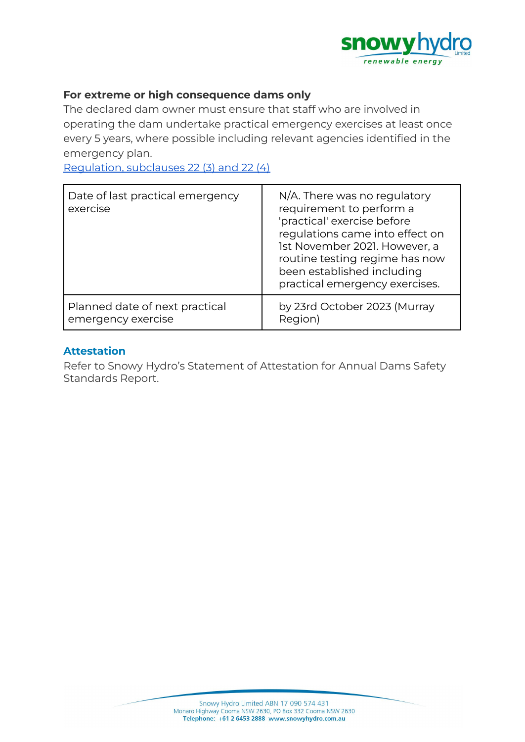**For extreme or high consequence dams only**

The declared dam owner must ensure that staff who are involved in operating the dam undertake practical emergency exercises at least once every 5 years, where possible including relevant agencies identified in the emergency plan.

[Regulation, subclauses 22 (3) and 22 (4)]()

| | |
|---|---|
| Date of last practical emergency exercise | N/A. There was no regulatory requirement to perform a 'practical' exercise before regulations came into effect on 1st November 2021. However, a routine testing regime has now been established including practical emergency exercises. |
| Planned date of next practical emergency exercise | by 23rd October 2023 (Murray Region) |

## Attestation

Refer to Snowy Hydro's Statement of Attestation for Annual Dams Safety Standards Report.